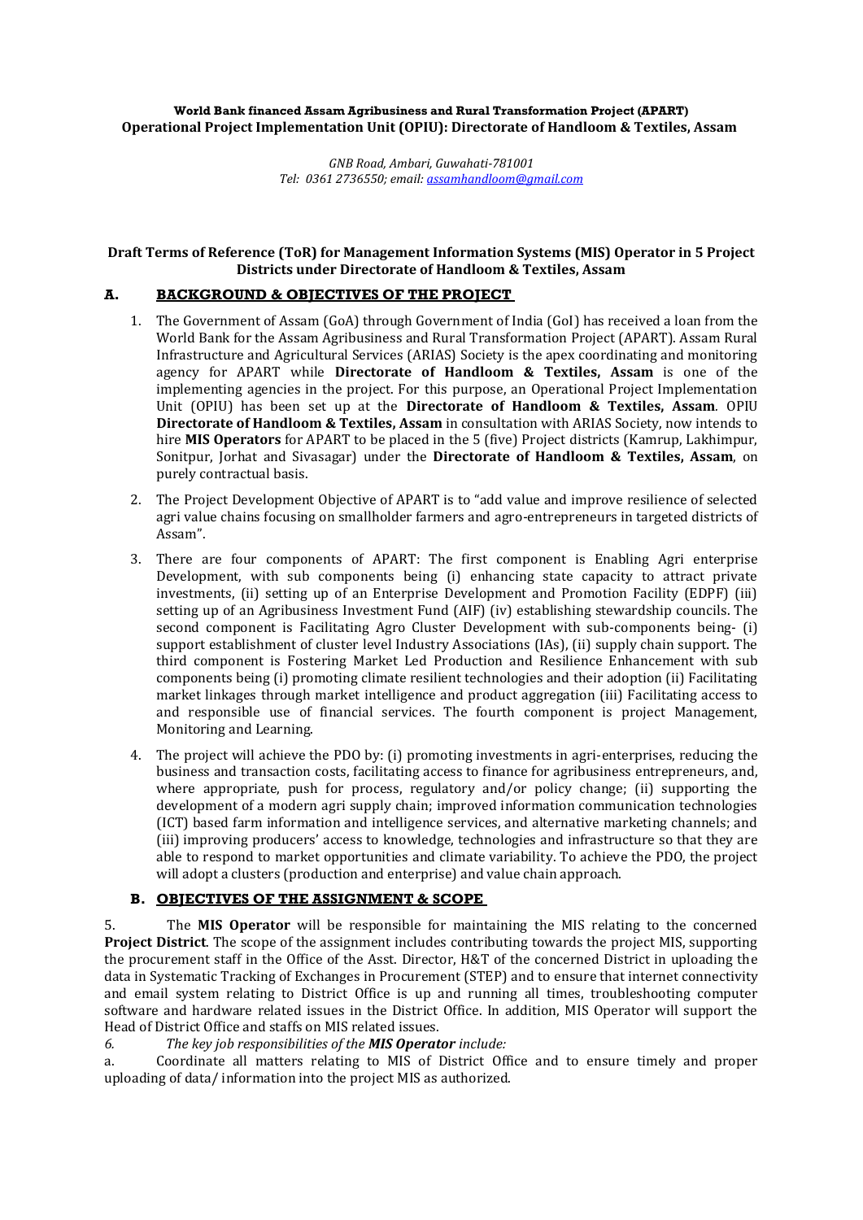**World Bank financed Assam Agribusiness and Rural Transformation Project (APART)**
**Operational Project Implementation Unit (OPIU): Directorate of Handloom & Textiles, Assam**

*GNB Road, Ambari, Guwahati-781001*
*Tel: 0361 2736550; email: assamhandloom@gmail.com*

**Draft Terms of Reference (ToR) for Management Information Systems (MIS) Operator in 5 Project Districts under Directorate of Handloom & Textiles, Assam**

## A. BACKGROUND & OBJECTIVES OF THE PROJECT

1. The Government of Assam (GoA) through Government of India (GoI) has received a loan from the World Bank for the Assam Agribusiness and Rural Transformation Project (APART). Assam Rural Infrastructure and Agricultural Services (ARIAS) Society is the apex coordinating and monitoring agency for APART while **Directorate of Handloom & Textiles, Assam** is one of the implementing agencies in the project. For this purpose, an Operational Project Implementation Unit (OPIU) has been set up at the **Directorate of Handloom & Textiles, Assam**. OPIU **Directorate of Handloom & Textiles, Assam** in consultation with ARIAS Society, now intends to hire **MIS Operators** for APART to be placed in the 5 (five) Project districts (Kamrup, Lakhimpur, Sonitpur, Jorhat and Sivasagar) under the **Directorate of Handloom & Textiles, Assam**, on purely contractual basis.
2. The Project Development Objective of APART is to "add value and improve resilience of selected agri value chains focusing on smallholder farmers and agro-entrepreneurs in targeted districts of Assam".
3. There are four components of APART: The first component is Enabling Agri enterprise Development, with sub components being (i) enhancing state capacity to attract private investments, (ii) setting up of an Enterprise Development and Promotion Facility (EDPF) (iii) setting up of an Agribusiness Investment Fund (AIF) (iv) establishing stewardship councils. The second component is Facilitating Agro Cluster Development with sub-components being- (i) support establishment of cluster level Industry Associations (IAs), (ii) supply chain support. The third component is Fostering Market Led Production and Resilience Enhancement with sub components being (i) promoting climate resilient technologies and their adoption (ii) Facilitating market linkages through market intelligence and product aggregation (iii) Facilitating access to and responsible use of financial services. The fourth component is project Management, Monitoring and Learning.
4. The project will achieve the PDO by: (i) promoting investments in agri-enterprises, reducing the business and transaction costs, facilitating access to finance for agribusiness entrepreneurs, and, where appropriate, push for process, regulatory and/or policy change; (ii) supporting the development of a modern agri supply chain; improved information communication technologies (ICT) based farm information and intelligence services, and alternative marketing channels; and (iii) improving producers' access to knowledge, technologies and infrastructure so that they are able to respond to market opportunities and climate variability. To achieve the PDO, the project will adopt a clusters (production and enterprise) and value chain approach.

## B. OBJECTIVES OF THE ASSIGNMENT & SCOPE

5. The **MIS Operator** will be responsible for maintaining the MIS relating to the concerned **Project District**. The scope of the assignment includes contributing towards the project MIS, supporting the procurement staff in the Office of the Asst. Director, H&T of the concerned District in uploading the data in Systematic Tracking of Exchanges in Procurement (STEP) and to ensure that internet connectivity and email system relating to District Office is up and running all times, troubleshooting computer software and hardware related issues in the District Office. In addition, MIS Operator will support the Head of District Office and staffs on MIS related issues.

*6. The key job responsibilities of the **MIS Operator** include:*

a. Coordinate all matters relating to MIS of District Office and to ensure timely and proper uploading of data/ information into the project MIS as authorized.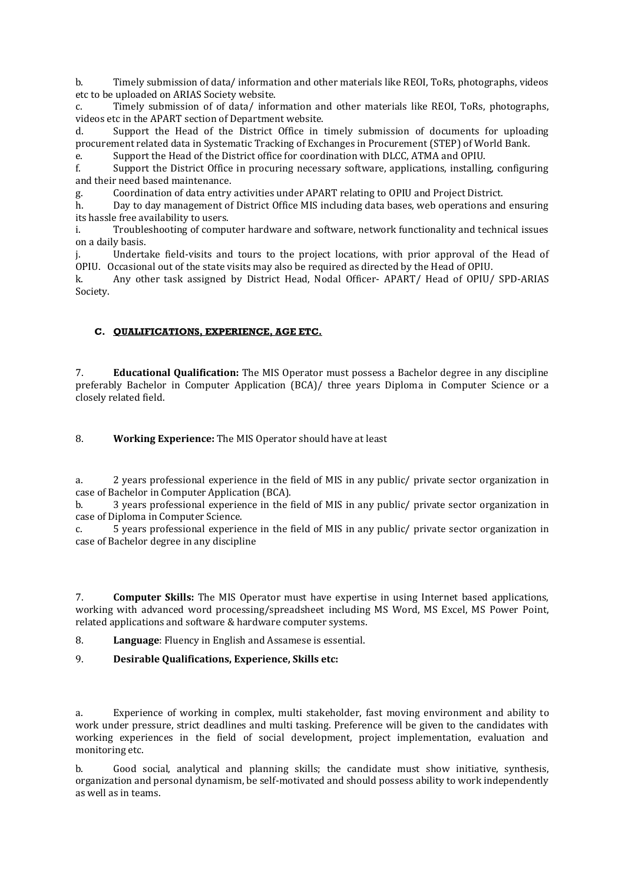b. Timely submission of data/ information and other materials like REOI, ToRs, photographs, videos etc to be uploaded on ARIAS Society website.

c. Timely submission of of data/ information and other materials like REOI, ToRs, photographs, videos etc in the APART section of Department website.

d. Support the Head of the District Office in timely submission of documents for uploading procurement related data in Systematic Tracking of Exchanges in Procurement (STEP) of World Bank.

e. Support the Head of the District office for coordination with DLCC, ATMA and OPIU.

f. Support the District Office in procuring necessary software, applications, installing, configuring and their need based maintenance.

g. Coordination of data entry activities under APART relating to OPIU and Project District.

h. Day to day management of District Office MIS including data bases, web operations and ensuring its hassle free availability to users.

i. Troubleshooting of computer hardware and software, network functionality and technical issues on a daily basis.

j. Undertake field-visits and tours to the project locations, with prior approval of the Head of OPIU. Occasional out of the state visits may also be required as directed by the Head of OPIU.

k. Any other task assigned by District Head, Nodal Officer- APART/ Head of OPIU/ SPD-ARIAS Society.

### C. QUALIFICATIONS, EXPERIENCE, AGE ETC.

7. **Educational Qualification:** The MIS Operator must possess a Bachelor degree in any discipline preferably Bachelor in Computer Application (BCA)/ three years Diploma in Computer Science or a closely related field.

8. **Working Experience:** The MIS Operator should have at least

a. 2 years professional experience in the field of MIS in any public/ private sector organization in case of Bachelor in Computer Application (BCA).

b. 3 years professional experience in the field of MIS in any public/ private sector organization in case of Diploma in Computer Science.

c. 5 years professional experience in the field of MIS in any public/ private sector organization in case of Bachelor degree in any discipline

7. **Computer Skills:** The MIS Operator must have expertise in using Internet based applications, working with advanced word processing/spreadsheet including MS Word, MS Excel, MS Power Point, related applications and software & hardware computer systems.

8. **Language**: Fluency in English and Assamese is essential.

9. **Desirable Qualifications, Experience, Skills etc:**

a. Experience of working in complex, multi stakeholder, fast moving environment and ability to work under pressure, strict deadlines and multi tasking. Preference will be given to the candidates with working experiences in the field of social development, project implementation, evaluation and monitoring etc.

b. Good social, analytical and planning skills; the candidate must show initiative, synthesis, organization and personal dynamism, be self-motivated and should possess ability to work independently as well as in teams.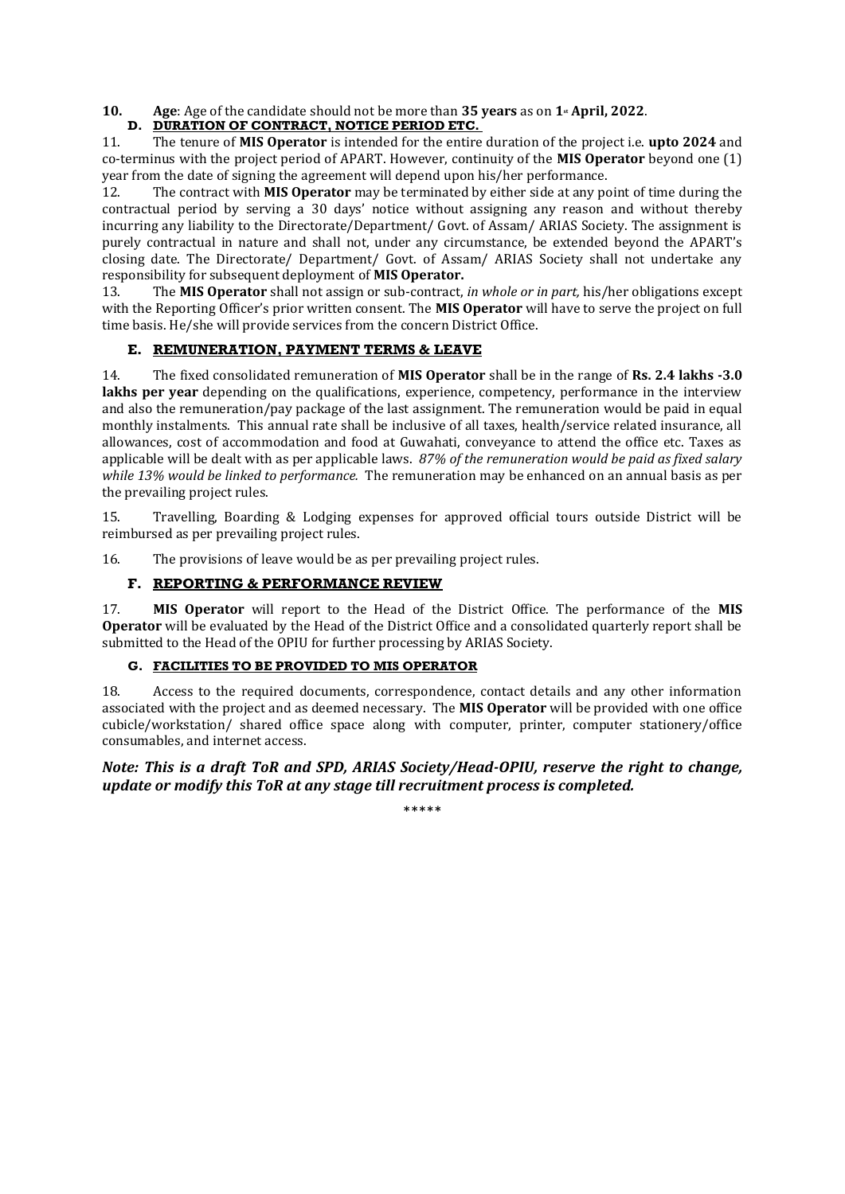**10. Age**: Age of the candidate should not be more than **35 years** as on **1st April, 2022**.

### D. DURATION OF CONTRACT, NOTICE PERIOD ETC.

11. The tenure of **MIS Operator** is intended for the entire duration of the project i.e. **upto 2024** and co-terminus with the project period of APART. However, continuity of the **MIS Operator** beyond one (1) year from the date of signing the agreement will depend upon his/her performance.

12. The contract with **MIS Operator** may be terminated by either side at any point of time during the contractual period by serving a 30 days' notice without assigning any reason and without thereby incurring any liability to the Directorate/Department/ Govt. of Assam/ ARIAS Society. The assignment is purely contractual in nature and shall not, under any circumstance, be extended beyond the APART's closing date. The Directorate/ Department/ Govt. of Assam/ ARIAS Society shall not undertake any responsibility for subsequent deployment of **MIS Operator.**

13. The **MIS Operator** shall not assign or sub-contract, *in whole or in part,* his/her obligations except with the Reporting Officer's prior written consent. The **MIS Operator** will have to serve the project on full time basis. He/she will provide services from the concern District Office.

### E. REMUNERATION, PAYMENT TERMS & LEAVE

14. The fixed consolidated remuneration of **MIS Operator** shall be in the range of **Rs. 2.4 lakhs -3.0 lakhs per year** depending on the qualifications, experience, competency, performance in the interview and also the remuneration/pay package of the last assignment. The remuneration would be paid in equal monthly instalments. This annual rate shall be inclusive of all taxes, health/service related insurance, all allowances, cost of accommodation and food at Guwahati, conveyance to attend the office etc. Taxes as applicable will be dealt with as per applicable laws. *87% of the remuneration would be paid as fixed salary while 13% would be linked to performance.* The remuneration may be enhanced on an annual basis as per the prevailing project rules.

15. Travelling, Boarding & Lodging expenses for approved official tours outside District will be reimbursed as per prevailing project rules.

16. The provisions of leave would be as per prevailing project rules.

### F. REPORTING & PERFORMANCE REVIEW

17. **MIS Operator** will report to the Head of the District Office. The performance of the **MIS Operator** will be evaluated by the Head of the District Office and a consolidated quarterly report shall be submitted to the Head of the OPIU for further processing by ARIAS Society.

### G. FACILITIES TO BE PROVIDED TO MIS OPERATOR

18. Access to the required documents, correspondence, contact details and any other information associated with the project and as deemed necessary. The **MIS Operator** will be provided with one office cubicle/workstation/ shared office space along with computer, printer, computer stationery/office consumables, and internet access.

***Note: This is a draft ToR and SPD, ARIAS Society/Head-OPIU, reserve the right to change, update or modify this ToR at any stage till recruitment process is completed.***

*****